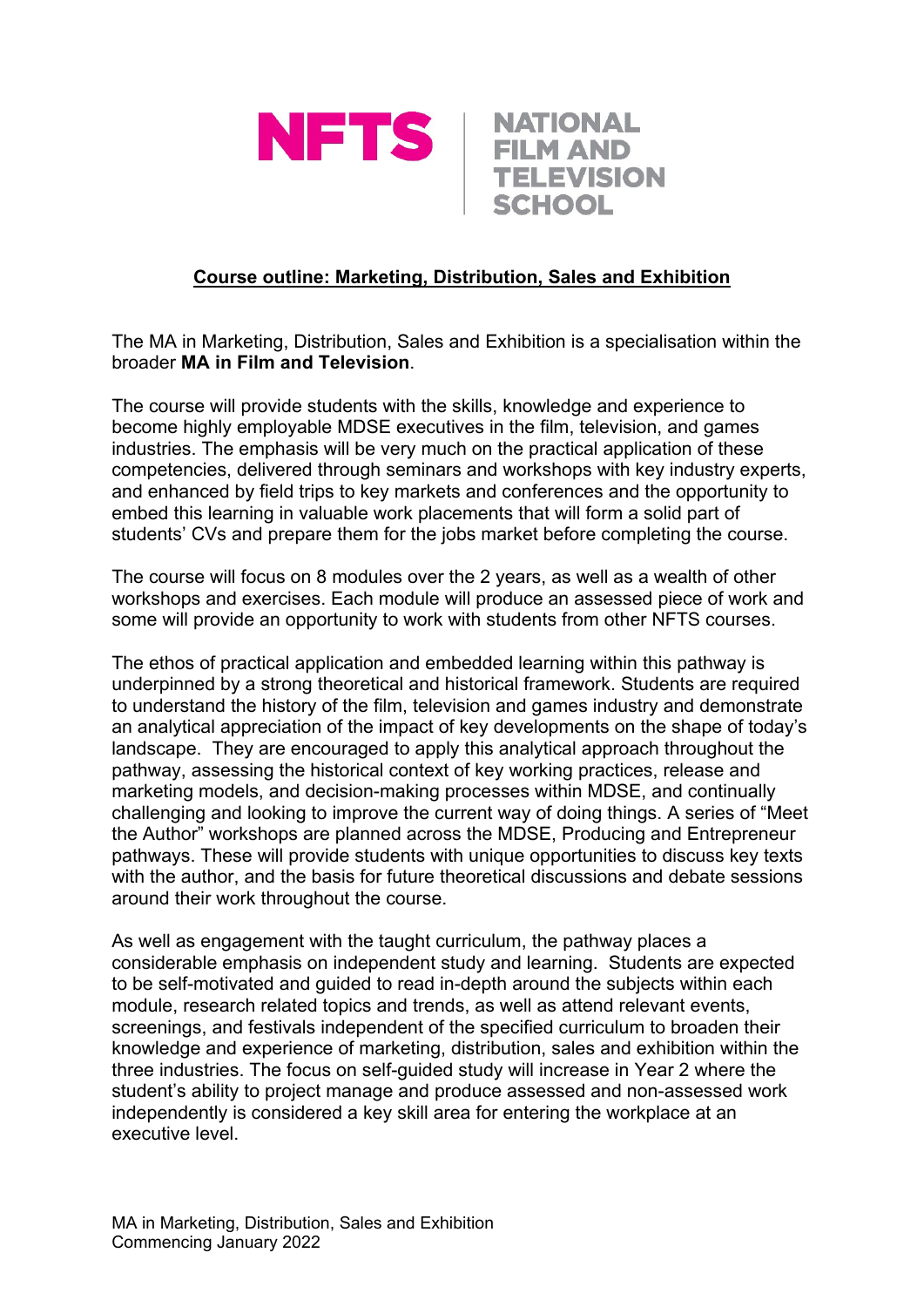NFTS | NATIONAL FILM AND TELEVISION SCHOOL

## Course outline: Marketing, Distribution, Sales and Exhibition

The MA in Marketing, Distribution, Sales and Exhibition is a specialisation within the broader **MA in Film and Television**.

The course will provide students with the skills, knowledge and experience to become highly employable MDSE executives in the film, television, and games industries. The emphasis will be very much on the practical application of these competencies, delivered through seminars and workshops with key industry experts, and enhanced by field trips to key markets and conferences and the opportunity to embed this learning in valuable work placements that will form a solid part of students' CVs and prepare them for the jobs market before completing the course.

The course will focus on 8 modules over the 2 years, as well as a wealth of other workshops and exercises. Each module will produce an assessed piece of work and some will provide an opportunity to work with students from other NFTS courses.

The ethos of practical application and embedded learning within this pathway is underpinned by a strong theoretical and historical framework. Students are required to understand the history of the film, television and games industry and demonstrate an analytical appreciation of the impact of key developments on the shape of today's landscape. They are encouraged to apply this analytical approach throughout the pathway, assessing the historical context of key working practices, release and marketing models, and decision-making processes within MDSE, and continually challenging and looking to improve the current way of doing things. A series of "Meet the Author" workshops are planned across the MDSE, Producing and Entrepreneur pathways. These will provide students with unique opportunities to discuss key texts with the author, and the basis for future theoretical discussions and debate sessions around their work throughout the course.

As well as engagement with the taught curriculum, the pathway places a considerable emphasis on independent study and learning. Students are expected to be self-motivated and guided to read in-depth around the subjects within each module, research related topics and trends, as well as attend relevant events, screenings, and festivals independent of the specified curriculum to broaden their knowledge and experience of marketing, distribution, sales and exhibition within the three industries. The focus on self-guided study will increase in Year 2 where the student's ability to project manage and produce assessed and non-assessed work independently is considered a key skill area for entering the workplace at an executive level.

MA in Marketing, Distribution, Sales and Exhibition
Commencing January 2022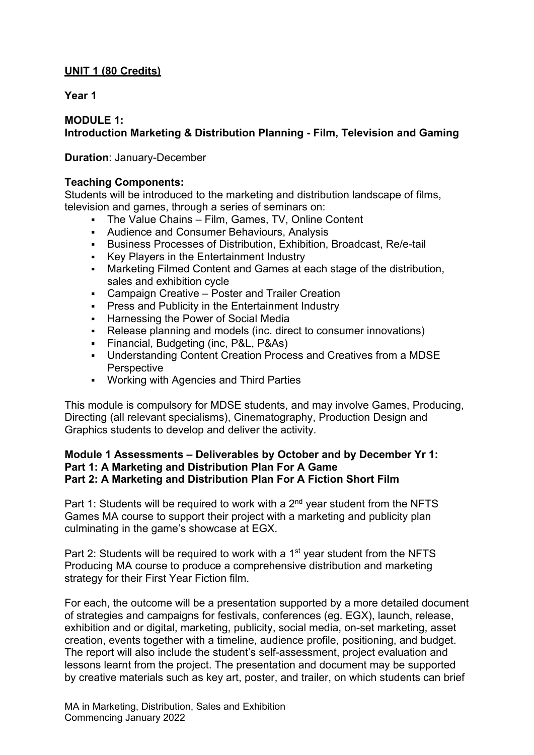**UNIT 1 (80 Credits)**

**Year 1**

**MODULE 1:**
**Introduction Marketing & Distribution Planning - Film, Television and Gaming**

**Duration**: January-December

**Teaching Components:**
Students will be introduced to the marketing and distribution landscape of films, television and games, through a series of seminars on:

- The Value Chains – Film, Games, TV, Online Content
- Audience and Consumer Behaviours, Analysis
- Business Processes of Distribution, Exhibition, Broadcast, Re/e-tail
- Key Players in the Entertainment Industry
- Marketing Filmed Content and Games at each stage of the distribution, sales and exhibition cycle
- Campaign Creative – Poster and Trailer Creation
- Press and Publicity in the Entertainment Industry
- Harnessing the Power of Social Media
- Release planning and models (inc. direct to consumer innovations)
- Financial, Budgeting (inc, P&L, P&As)
- Understanding Content Creation Process and Creatives from a MDSE Perspective
- Working with Agencies and Third Parties

This module is compulsory for MDSE students, and may involve Games, Producing, Directing (all relevant specialisms), Cinematography, Production Design and Graphics students to develop and deliver the activity.

**Module 1 Assessments – Deliverables by October and by December Yr 1:**
**Part 1: A Marketing and Distribution Plan For A Game**
**Part 2: A Marketing and Distribution Plan For A Fiction Short Film**

Part 1: Students will be required to work with a 2nd year student from the NFTS Games MA course to support their project with a marketing and publicity plan culminating in the game's showcase at EGX.

Part 2: Students will be required to work with a 1st year student from the NFTS Producing MA course to produce a comprehensive distribution and marketing strategy for their First Year Fiction film.

For each, the outcome will be a presentation supported by a more detailed document of strategies and campaigns for festivals, conferences (eg. EGX), launch, release, exhibition and or digital, marketing, publicity, social media, on-set marketing, asset creation, events together with a timeline, audience profile, positioning, and budget. The report will also include the student's self-assessment, project evaluation and lessons learnt from the project. The presentation and document may be supported by creative materials such as key art, poster, and trailer, on which students can brief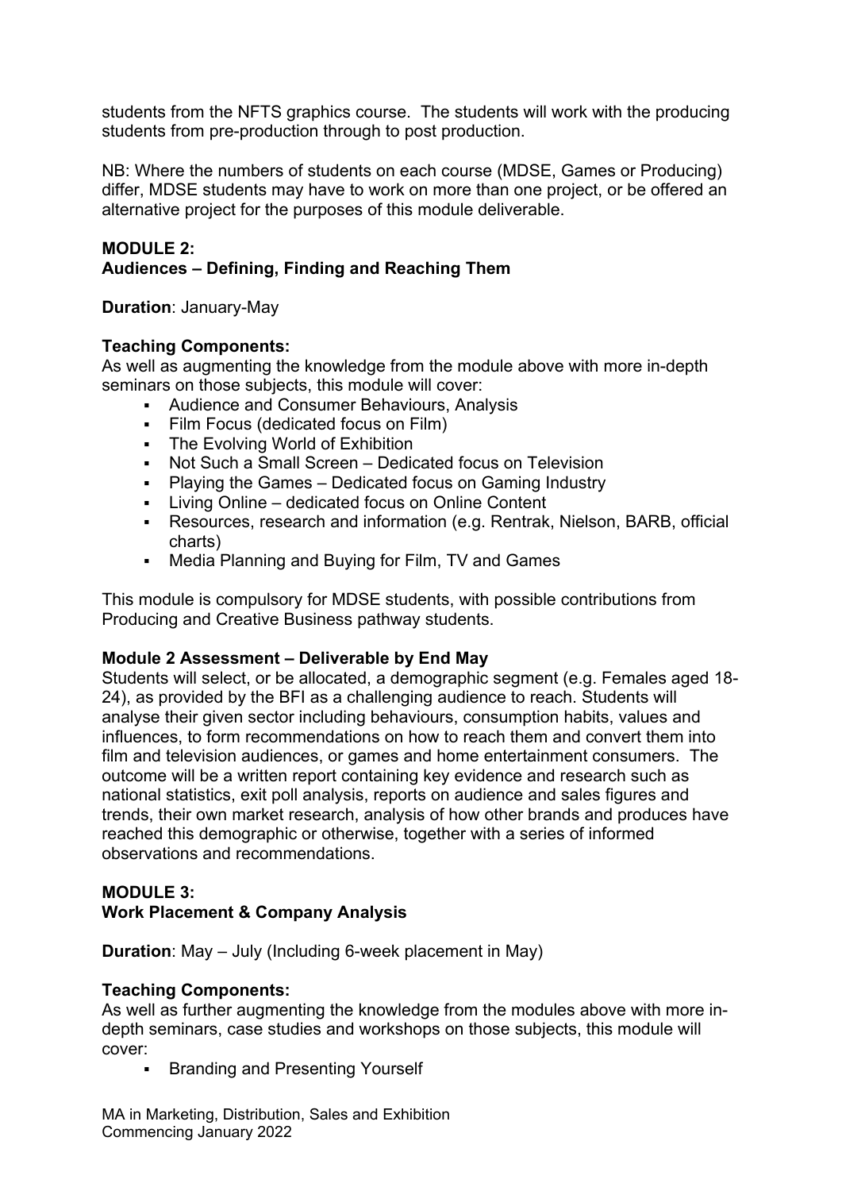students from the NFTS graphics course. The students will work with the producing students from pre-production through to post production.

NB: Where the numbers of students on each course (MDSE, Games or Producing) differ, MDSE students may have to work on more than one project, or be offered an alternative project for the purposes of this module deliverable.

**MODULE 2:**
**Audiences – Defining, Finding and Reaching Them**

**Duration**: January-May

**Teaching Components:**
As well as augmenting the knowledge from the module above with more in-depth seminars on those subjects, this module will cover:

- Audience and Consumer Behaviours, Analysis
- Film Focus (dedicated focus on Film)
- The Evolving World of Exhibition
- Not Such a Small Screen – Dedicated focus on Television
- Playing the Games – Dedicated focus on Gaming Industry
- Living Online – dedicated focus on Online Content
- Resources, research and information (e.g. Rentrak, Nielson, BARB, official charts)
- Media Planning and Buying for Film, TV and Games

This module is compulsory for MDSE students, with possible contributions from Producing and Creative Business pathway students.

**Module 2 Assessment – Deliverable by End May**
Students will select, or be allocated, a demographic segment (e.g. Females aged 18-24), as provided by the BFI as a challenging audience to reach. Students will analyse their given sector including behaviours, consumption habits, values and influences, to form recommendations on how to reach them and convert them into film and television audiences, or games and home entertainment consumers. The outcome will be a written report containing key evidence and research such as national statistics, exit poll analysis, reports on audience and sales figures and trends, their own market research, analysis of how other brands and produces have reached this demographic or otherwise, together with a series of informed observations and recommendations.

**MODULE 3:**
**Work Placement & Company Analysis**

**Duration**: May – July (Including 6-week placement in May)

**Teaching Components:**
As well as further augmenting the knowledge from the modules above with more in-depth seminars, case studies and workshops on those subjects, this module will cover:

- Branding and Presenting Yourself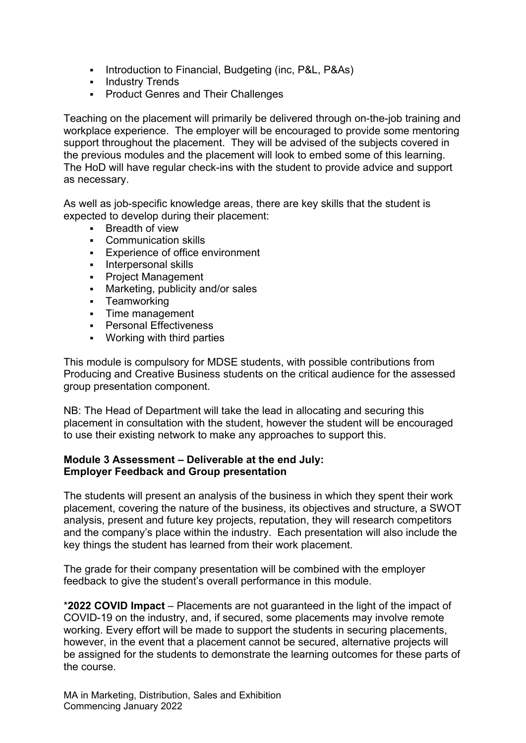- Introduction to Financial, Budgeting (inc, P&L, P&As)
- Industry Trends
- Product Genres and Their Challenges

Teaching on the placement will primarily be delivered through on-the-job training and workplace experience. The employer will be encouraged to provide some mentoring support throughout the placement. They will be advised of the subjects covered in the previous modules and the placement will look to embed some of this learning. The HoD will have regular check-ins with the student to provide advice and support as necessary.

As well as job-specific knowledge areas, there are key skills that the student is expected to develop during their placement:

- Breadth of view
- Communication skills
- Experience of office environment
- Interpersonal skills
- Project Management
- Marketing, publicity and/or sales
- Teamworking
- Time management
- Personal Effectiveness
- Working with third parties

This module is compulsory for MDSE students, with possible contributions from Producing and Creative Business students on the critical audience for the assessed group presentation component.

NB: The Head of Department will take the lead in allocating and securing this placement in consultation with the student, however the student will be encouraged to use their existing network to make any approaches to support this.

**Module 3 Assessment – Deliverable at the end July:**
**Employer Feedback and Group presentation**

The students will present an analysis of the business in which they spent their work placement, covering the nature of the business, its objectives and structure, a SWOT analysis, present and future key projects, reputation, they will research competitors and the company's place within the industry. Each presentation will also include the key things the student has learned from their work placement.

The grade for their company presentation will be combined with the employer feedback to give the student's overall performance in this module.

*__2022 COVID Impact__ – Placements are not guaranteed in the light of the impact of COVID-19 on the industry, and, if secured, some placements may involve remote working. Every effort will be made to support the students in securing placements, however, in the event that a placement cannot be secured, alternative projects will be assigned for the students to demonstrate the learning outcomes for these parts of the course.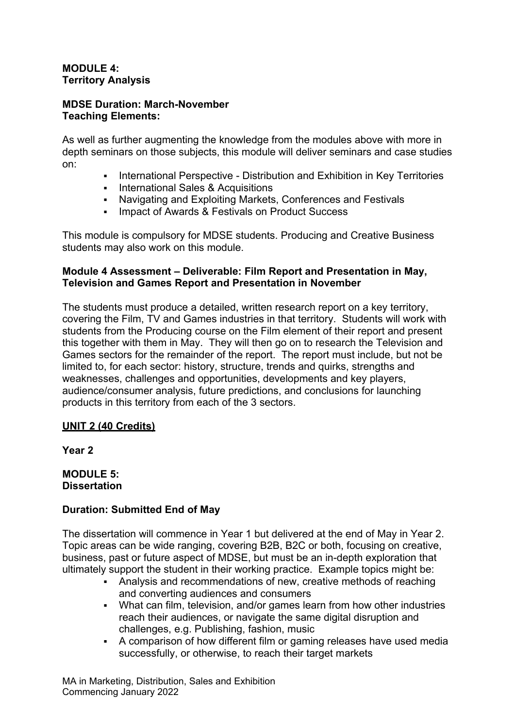**MODULE 4:**
**Territory Analysis**

**MDSE Duration: March-November**
**Teaching Elements:**

As well as further augmenting the knowledge from the modules above with more in depth seminars on those subjects, this module will deliver seminars and case studies on:

- International Perspective - Distribution and Exhibition in Key Territories
- International Sales & Acquisitions
- Navigating and Exploiting Markets, Conferences and Festivals
- Impact of Awards & Festivals on Product Success

This module is compulsory for MDSE students. Producing and Creative Business students may also work on this module.

**Module 4 Assessment – Deliverable: Film Report and Presentation in May, Television and Games Report and Presentation in November**

The students must produce a detailed, written research report on a key territory, covering the Film, TV and Games industries in that territory. Students will work with students from the Producing course on the Film element of their report and present this together with them in May. They will then go on to research the Television and Games sectors for the remainder of the report. The report must include, but not be limited to, for each sector: history, structure, trends and quirks, strengths and weaknesses, challenges and opportunities, developments and key players, audience/consumer analysis, future predictions, and conclusions for launching products in this territory from each of the 3 sectors.

**UNIT 2 (40 Credits)**

**Year 2**

**MODULE 5:**
**Dissertation**

**Duration: Submitted End of May**

The dissertation will commence in Year 1 but delivered at the end of May in Year 2. Topic areas can be wide ranging, covering B2B, B2C or both, focusing on creative, business, past or future aspect of MDSE, but must be an in-depth exploration that ultimately support the student in their working practice. Example topics might be:

- Analysis and recommendations of new, creative methods of reaching and converting audiences and consumers
- What can film, television, and/or games learn from how other industries reach their audiences, or navigate the same digital disruption and challenges, e.g. Publishing, fashion, music
- A comparison of how different film or gaming releases have used media successfully, or otherwise, to reach their target markets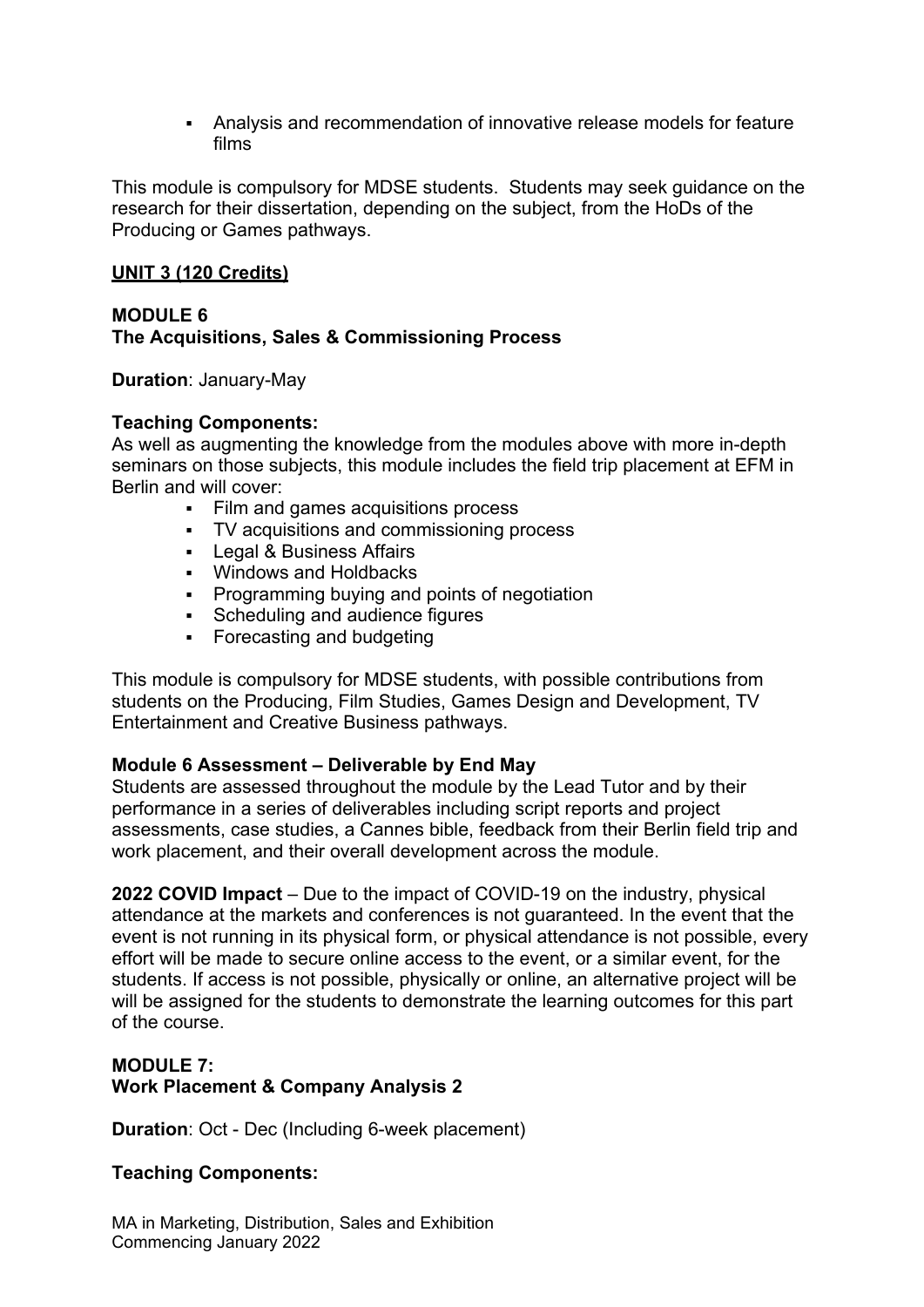- Analysis and recommendation of innovative release models for feature films

This module is compulsory for MDSE students. Students may seek guidance on the research for their dissertation, depending on the subject, from the HoDs of the Producing or Games pathways.

## UNIT 3 (120 Credits)

### MODULE 6
### The Acquisitions, Sales & Commissioning Process

**Duration**: January-May

**Teaching Components:**
As well as augmenting the knowledge from the modules above with more in-depth seminars on those subjects, this module includes the field trip placement at EFM in Berlin and will cover:

- Film and games acquisitions process
- TV acquisitions and commissioning process
- Legal & Business Affairs
- Windows and Holdbacks
- Programming buying and points of negotiation
- Scheduling and audience figures
- Forecasting and budgeting

This module is compulsory for MDSE students, with possible contributions from students on the Producing, Film Studies, Games Design and Development, TV Entertainment and Creative Business pathways.

**Module 6 Assessment – Deliverable by End May**
Students are assessed throughout the module by the Lead Tutor and by their performance in a series of deliverables including script reports and project assessments, case studies, a Cannes bible, feedback from their Berlin field trip and work placement, and their overall development across the module.

**2022 COVID Impact** – Due to the impact of COVID-19 on the industry, physical attendance at the markets and conferences is not guaranteed. In the event that the event is not running in its physical form, or physical attendance is not possible, every effort will be made to secure online access to the event, or a similar event, for the students. If access is not possible, physically or online, an alternative project will be will be assigned for the students to demonstrate the learning outcomes for this part of the course.

### MODULE 7:
### Work Placement & Company Analysis 2

**Duration**: Oct - Dec (Including 6-week placement)

**Teaching Components:**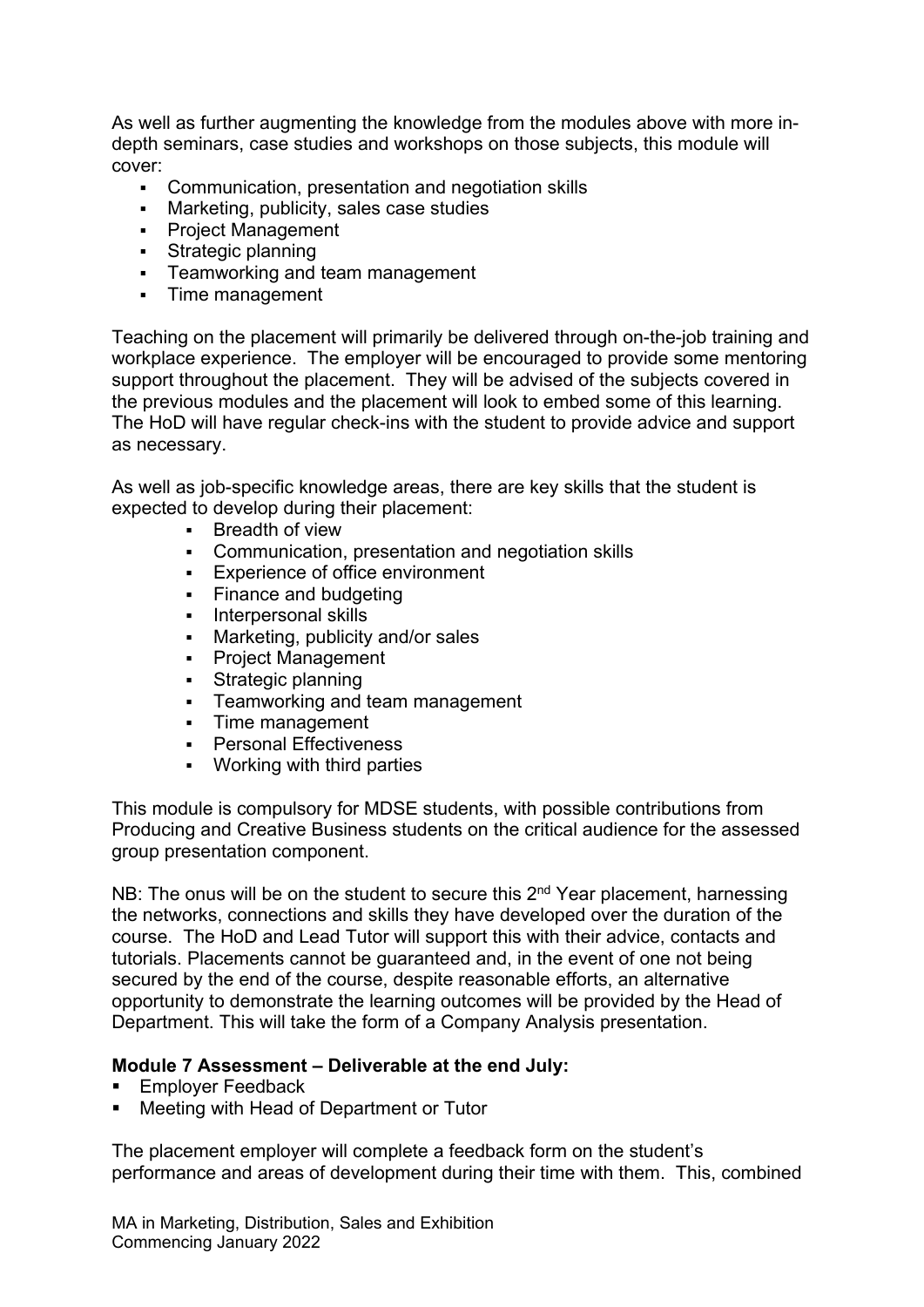As well as further augmenting the knowledge from the modules above with more in-depth seminars, case studies and workshops on those subjects, this module will cover:

- Communication, presentation and negotiation skills
- Marketing, publicity, sales case studies
- Project Management
- Strategic planning
- Teamworking and team management
- Time management

Teaching on the placement will primarily be delivered through on-the-job training and workplace experience. The employer will be encouraged to provide some mentoring support throughout the placement. They will be advised of the subjects covered in the previous modules and the placement will look to embed some of this learning. The HoD will have regular check-ins with the student to provide advice and support as necessary.

As well as job-specific knowledge areas, there are key skills that the student is expected to develop during their placement:

- Breadth of view
- Communication, presentation and negotiation skills
- Experience of office environment
- Finance and budgeting
- Interpersonal skills
- Marketing, publicity and/or sales
- Project Management
- Strategic planning
- Teamworking and team management
- Time management
- Personal Effectiveness
- Working with third parties

This module is compulsory for MDSE students, with possible contributions from Producing and Creative Business students on the critical audience for the assessed group presentation component.

NB: The onus will be on the student to secure this 2nd Year placement, harnessing the networks, connections and skills they have developed over the duration of the course. The HoD and Lead Tutor will support this with their advice, contacts and tutorials. Placements cannot be guaranteed and, in the event of one not being secured by the end of the course, despite reasonable efforts, an alternative opportunity to demonstrate the learning outcomes will be provided by the Head of Department. This will take the form of a Company Analysis presentation.

**Module 7 Assessment – Deliverable at the end July:**

- Employer Feedback
- Meeting with Head of Department or Tutor

The placement employer will complete a feedback form on the student's performance and areas of development during their time with them. This, combined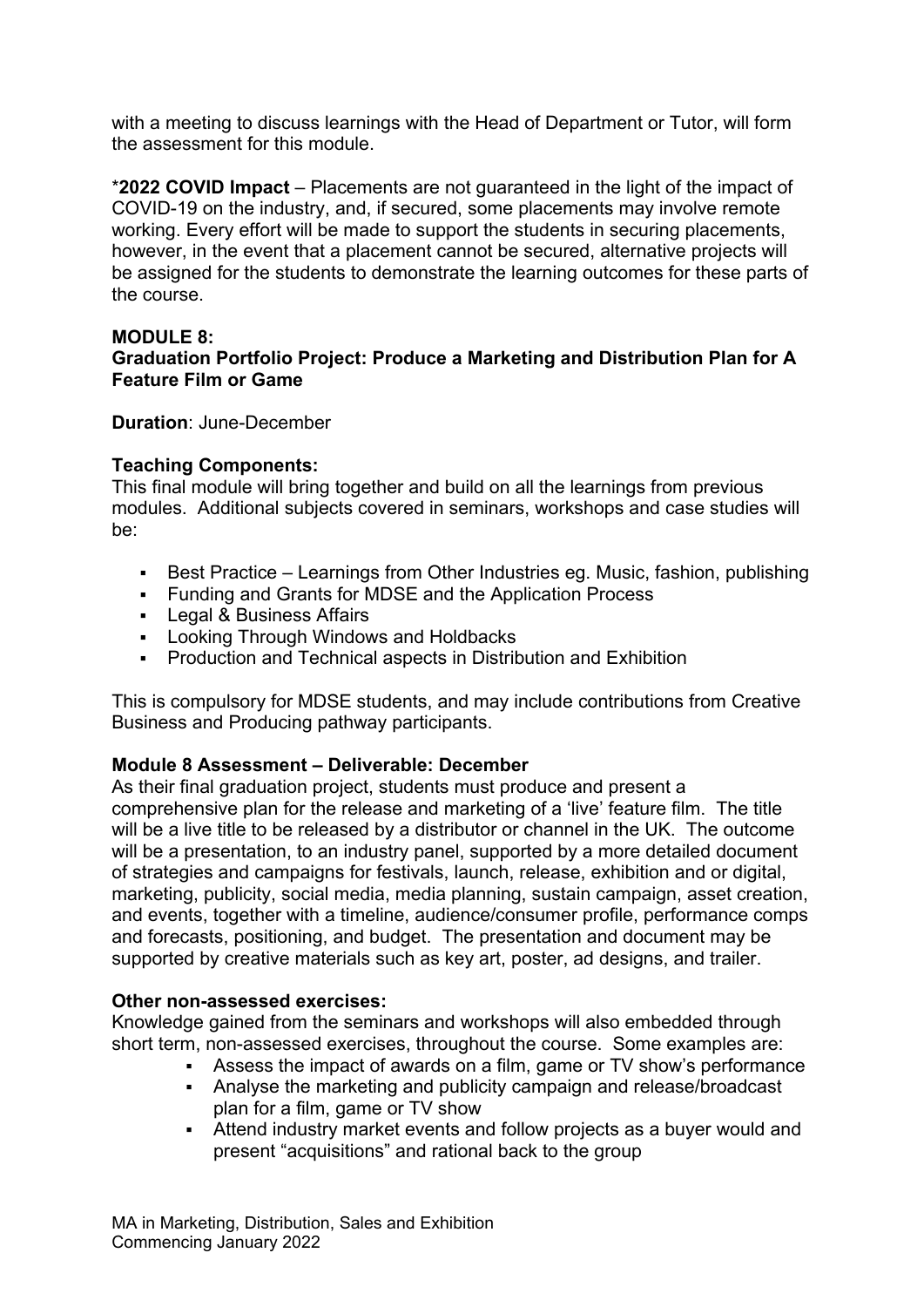with a meeting to discuss learnings with the Head of Department or Tutor, will form the assessment for this module.

\***2022 COVID Impact** – Placements are not guaranteed in the light of the impact of COVID-19 on the industry, and, if secured, some placements may involve remote working. Every effort will be made to support the students in securing placements, however, in the event that a placement cannot be secured, alternative projects will be assigned for the students to demonstrate the learning outcomes for these parts of the course.

**MODULE 8:**
**Graduation Portfolio Project: Produce a Marketing and Distribution Plan for A Feature Film or Game**

**Duration**: June-December

**Teaching Components:**
This final module will bring together and build on all the learnings from previous modules. Additional subjects covered in seminars, workshops and case studies will be:

- Best Practice – Learnings from Other Industries eg. Music, fashion, publishing
- Funding and Grants for MDSE and the Application Process
- Legal & Business Affairs
- Looking Through Windows and Holdbacks
- Production and Technical aspects in Distribution and Exhibition

This is compulsory for MDSE students, and may include contributions from Creative Business and Producing pathway participants.

**Module 8 Assessment – Deliverable: December**
As their final graduation project, students must produce and present a comprehensive plan for the release and marketing of a 'live' feature film. The title will be a live title to be released by a distributor or channel in the UK. The outcome will be a presentation, to an industry panel, supported by a more detailed document of strategies and campaigns for festivals, launch, release, exhibition and or digital, marketing, publicity, social media, media planning, sustain campaign, asset creation, and events, together with a timeline, audience/consumer profile, performance comps and forecasts, positioning, and budget. The presentation and document may be supported by creative materials such as key art, poster, ad designs, and trailer.

**Other non-assessed exercises:**
Knowledge gained from the seminars and workshops will also embedded through short term, non-assessed exercises, throughout the course. Some examples are:

- Assess the impact of awards on a film, game or TV show's performance
- Analyse the marketing and publicity campaign and release/broadcast plan for a film, game or TV show
- Attend industry market events and follow projects as a buyer would and present "acquisitions" and rational back to the group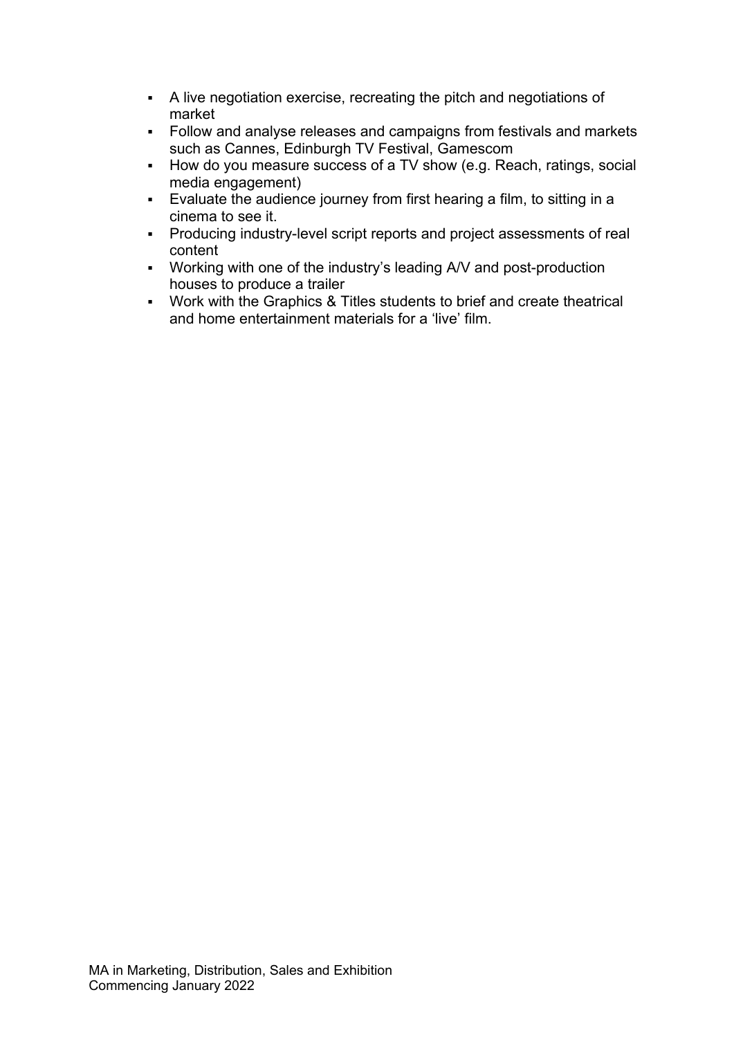- A live negotiation exercise, recreating the pitch and negotiations of market
- Follow and analyse releases and campaigns from festivals and markets such as Cannes, Edinburgh TV Festival, Gamescom
- How do you measure success of a TV show (e.g. Reach, ratings, social media engagement)
- Evaluate the audience journey from first hearing a film, to sitting in a cinema to see it.
- Producing industry-level script reports and project assessments of real content
- Working with one of the industry's leading A/V and post-production houses to produce a trailer
- Work with the Graphics & Titles students to brief and create theatrical and home entertainment materials for a 'live' film.